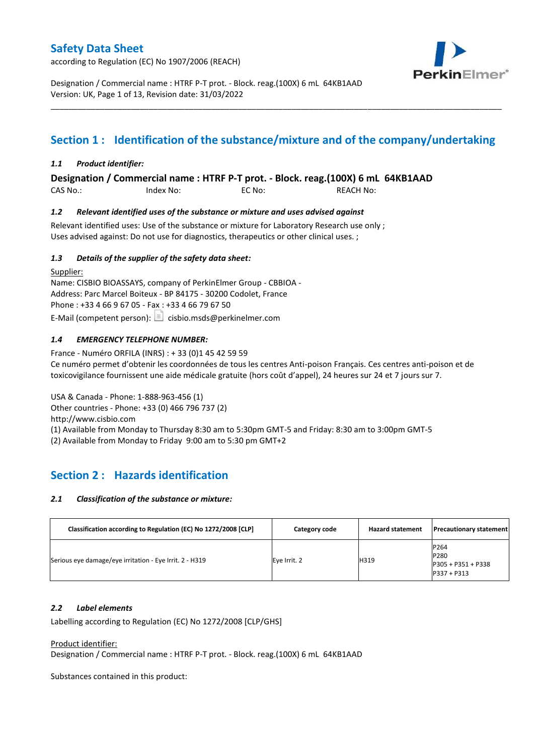# Safety Data Sheet

according to Regulation (EC) No 1907/2006 (REACH)

Designation / Commercial name : HTRF P-T prot. - Block. reag.(100X) 6 mL 64KB1AAD
Version: UK, Page 1 of 13, Revision date: 31/03/2022

## Section 1 : Identification of the substance/mixture and of the company/undertaking

### *1.1 Product identifier:*

**Designation / Commercial name : HTRF P-T prot. - Block. reag.(100X) 6 mL 64KB1AAD**

CAS No.: Index No: EC No: REACH No:

### *1.2 Relevant identified uses of the substance or mixture and uses advised against*

Relevant identified uses: Use of the substance or mixture for Laboratory Research use only ;
Uses advised against: Do not use for diagnostics, therapeutics or other clinical uses. ;

### *1.3 Details of the supplier of the safety data sheet:*

Supplier:
Name: CISBIO BIOASSAYS, company of PerkinElmer Group - CBBIOA -
Address: Parc Marcel Boiteux - BP 84175 - 30200 Codolet, France
Phone : +33 4 66 9 67 05 - Fax : +33 4 66 79 67 50
E-Mail (competent person): cisbio.msds@perkinelmer.com

### *1.4 EMERGENCY TELEPHONE NUMBER:*

France - Numéro ORFILA (INRS) : + 33 (0)1 45 42 59 59
Ce numéro permet d'obtenir les coordonnées de tous les centres Anti-poison Français. Ces centres anti-poison et de toxicovigilance fournissent une aide médicale gratuite (hors coût d'appel), 24 heures sur 24 et 7 jours sur 7.

USA & Canada - Phone: 1-888-963-456 (1)
Other countries - Phone: +33 (0) 466 796 737 (2)
http://www.cisbio.com
(1) Available from Monday to Thursday 8:30 am to 5:30pm GMT-5 and Friday: 8:30 am to 3:00pm GMT-5
(2) Available from Monday to Friday 9:00 am to 5:30 pm GMT+2

## Section 2 : Hazards identification

### *2.1 Classification of the substance or mixture:*

| Classification according to Regulation (EC) No 1272/2008 [CLP] | Category code | Hazard statement | Precautionary statement |
|---|---|---|---|
| Serious eye damage/eye irritation - Eye Irrit. 2 - H319 | Eye Irrit. 2 | H319 | P264<br>P280<br>P305 + P351 + P338<br>P337 + P313 |

### *2.2 Label elements*

Labelling according to Regulation (EC) No 1272/2008 [CLP/GHS]

Product identifier:
Designation / Commercial name : HTRF P-T prot. - Block. reag.(100X) 6 mL 64KB1AAD

Substances contained in this product: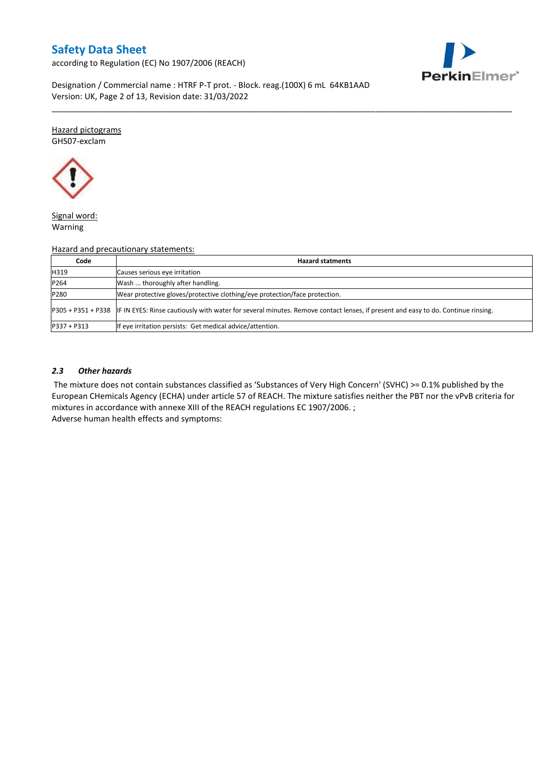Hazard pictograms

GHS07-exclam

Signal word:

Warning

Hazard and precautionary statements:

| Code | Hazard statments |
|---|---|
| H319 | Causes serious eye irritation |
| P264 | Wash ... thoroughly after handling. |
| P280 | Wear protective gloves/protective clothing/eye protection/face protection. |
| P305 + P351 + P338 | IF IN EYES: Rinse cautiously with water for several minutes. Remove contact lenses, if present and easy to do. Continue rinsing. |
| P337 + P313 | If eye irritation persists: Get medical advice/attention. |

### *2.3 Other hazards*

The mixture does not contain substances classified as 'Substances of Very High Concern' (SVHC) >= 0.1% published by the European CHemicals Agency (ECHA) under article 57 of REACH. The mixture satisfies neither the PBT nor the vPvB criteria for mixtures in accordance with annexe XIII of the REACH regulations EC 1907/2006. ;

Adverse human health effects and symptoms: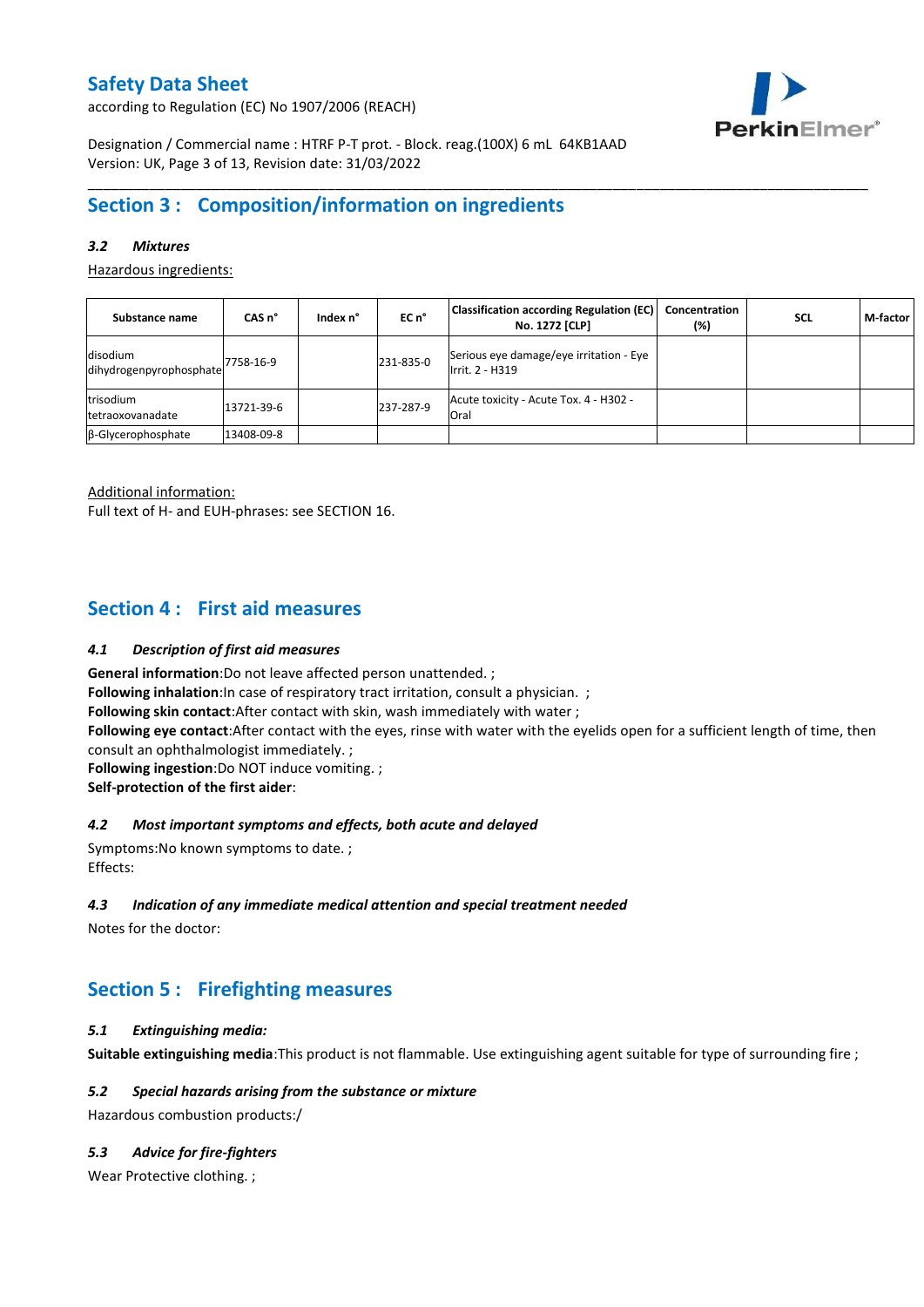# Safety Data Sheet

according to Regulation (EC) No 1907/2006 (REACH)

Designation / Commercial name : HTRF P-T prot. - Block. reag.(100X) 6 mL 64KB1AAD
Version: UK, Revision date: 31/03/2022

## Section 3 : Composition/information on ingredients

### *3.2 Mixtures*

Hazardous ingredients:

| Substance name | CAS n° | Index n° | EC n° | Classification according Regulation (EC) No. 1272 [CLP] | Concentration (%) | SCL | M-factor |
|---|---|---|---|---|---|---|---|
| disodium dihydrogenpyrophosphate | 7758-16-9 | | 231-835-0 | Serious eye damage/eye irritation - Eye Irrit. 2 - H319 | | | |
| trisodium tetraoxovanadate | 13721-39-6 | | 237-287-9 | Acute toxicity - Acute Tox. 4 - H302 - Oral | | | |
| β-Glycerophosphate | 13408-09-8 | | | | | | |

Additional information:
Full text of H- and EUH-phrases: see SECTION 16.

## Section 4 : First aid measures

### *4.1 Description of first aid measures*

**General information**:Do not leave affected person unattended. ;
**Following inhalation**:In case of respiratory tract irritation, consult a physician. ;
**Following skin contact**:After contact with skin, wash immediately with water ;
**Following eye contact**:After contact with the eyes, rinse with water with the eyelids open for a sufficient length of time, then consult an ophthalmologist immediately. ;
**Following ingestion**:Do NOT induce vomiting. ;
**Self-protection of the first aider**:

### *4.2 Most important symptoms and effects, both acute and delayed*

Symptoms:No known symptoms to date. ;
Effects:

### *4.3 Indication of any immediate medical attention and special treatment needed*

Notes for the doctor:

## Section 5 : Firefighting measures

### *5.1 Extinguishing media:*

**Suitable extinguishing media**:This product is not flammable. Use extinguishing agent suitable for type of surrounding fire ;

### *5.2 Special hazards arising from the substance or mixture*

Hazardous combustion products:/

### *5.3 Advice for fire-fighters*

Wear Protective clothing. ;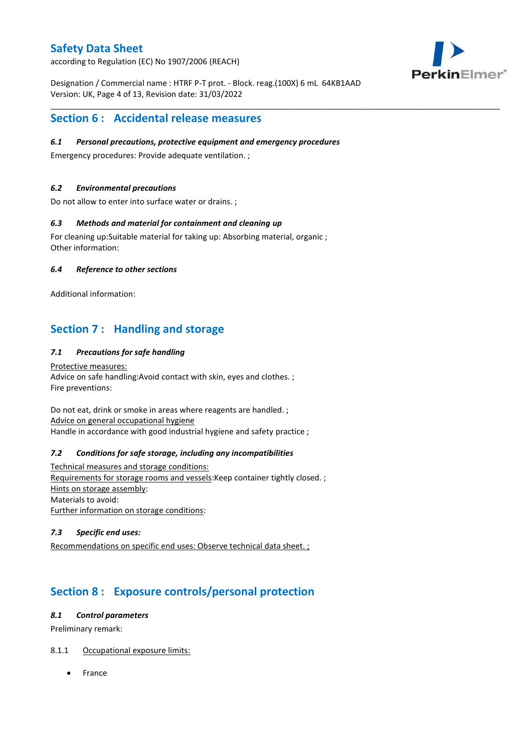## Section 6 : Accidental release measures

### *6.1 Personal precautions, protective equipment and emergency procedures*

Emergency procedures: Provide adequate ventilation. ;

### *6.2 Environmental precautions*

Do not allow to enter into surface water or drains. ;

### *6.3 Methods and material for containment and cleaning up*

For cleaning up:Suitable material for taking up: Absorbing material, organic ;
Other information:

### *6.4 Reference to other sections*

Additional information:

## Section 7 : Handling and storage

### *7.1 Precautions for safe handling*

<u>Protective measures:</u>
Advice on safe handling:Avoid contact with skin, eyes and clothes. ;
Fire preventions:

Do not eat, drink or smoke in areas where reagents are handled. ;
<u>Advice on general occupational hygiene</u>
Handle in accordance with good industrial hygiene and safety practice ;

### *7.2 Conditions for safe storage, including any incompatibilities*

<u>Technical measures and storage conditions:</u>
<u>Requirements for storage rooms and vessels</u>:Keep container tightly closed. ;
<u>Hints on storage assembly</u>:
Materials to avoid:
<u>Further information on storage conditions</u>:

### *7.3 Specific end uses:*

<u>Recommendations on specific end uses: Observe technical data sheet. ;</u>

## Section 8 : Exposure controls/personal protection

### *8.1 Control parameters*

Preliminary remark:

8.1.1 <u>Occupational exposure limits:</u>

- France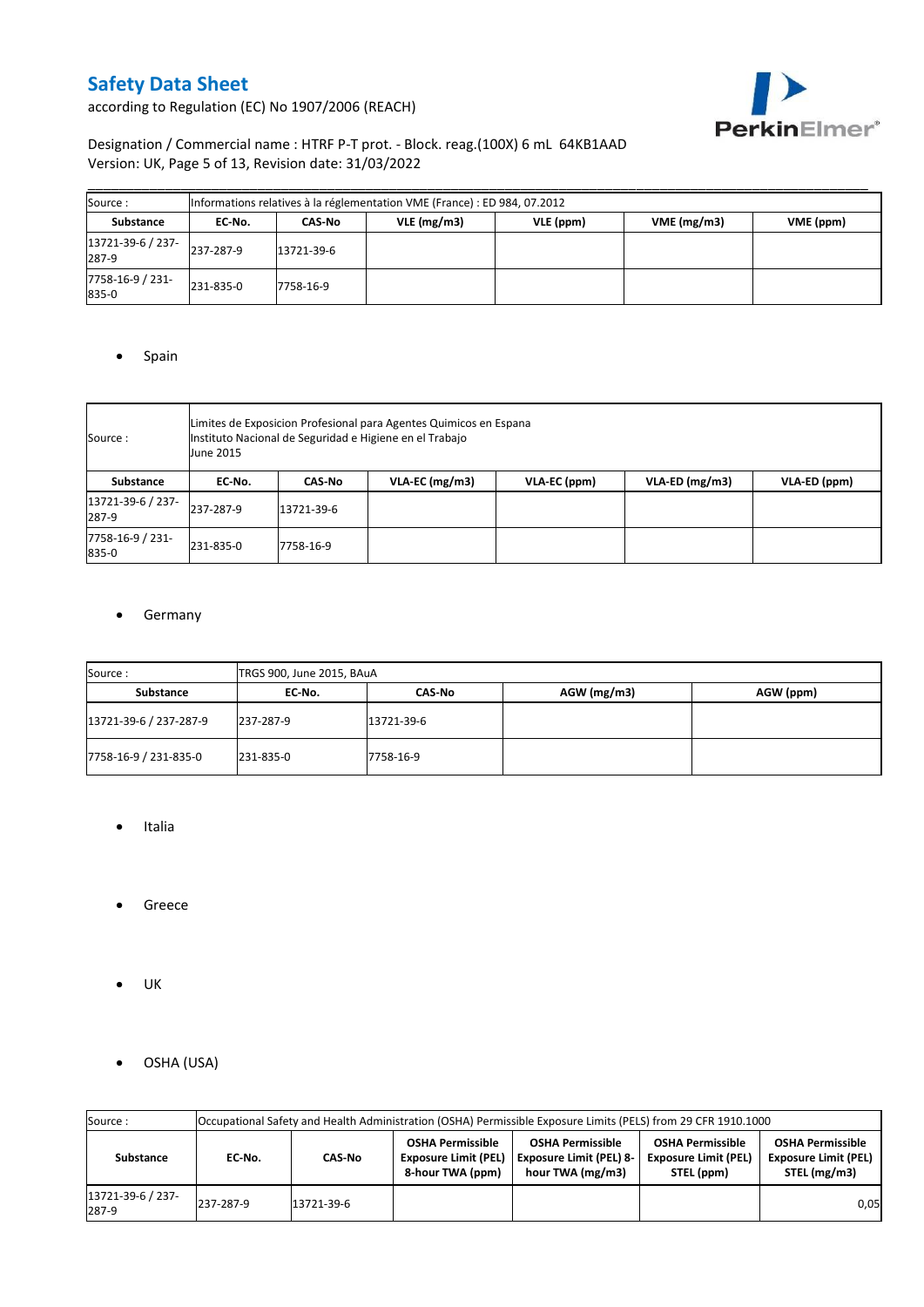| Source : | Informations relatives à la réglementation VME (France) : ED 984, 07.2012 | | | | | |
|---|---|---|---|---|---|---|
| **Substance** | **EC-No.** | **CAS-No** | **VLE (mg/m3)** | **VLE (ppm)** | **VME (mg/m3)** | **VME (ppm)** |
| 13721-39-6 / 237-287-9 | 237-287-9 | 13721-39-6 | | | | |
| 7758-16-9 / 231-835-0 | 231-835-0 | 7758-16-9 | | | | |

- Spain

| Source : | Limites de Exposicion Profesional para Agentes Quimicos en Espana<br>Instituto Nacional de Seguridad e Higiene en el Trabajo<br>June 2015 | | | | | |
|---|---|---|---|---|---|---|
| **Substance** | **EC-No.** | **CAS-No** | **VLA-EC (mg/m3)** | **VLA-EC (ppm)** | **VLA-ED (mg/m3)** | **VLA-ED (ppm)** |
| 13721-39-6 / 237-287-9 | 237-287-9 | 13721-39-6 | | | | |
| 7758-16-9 / 231-835-0 | 231-835-0 | 7758-16-9 | | | | |

- Germany

| Source : | TRGS 900, June 2015, BAuA | | | |
|---|---|---|---|---|
| **Substance** | **EC-No.** | **CAS-No** | **AGW (mg/m3)** | **AGW (ppm)** |
| 13721-39-6 / 237-287-9 | 237-287-9 | 13721-39-6 | | |
| 7758-16-9 / 231-835-0 | 231-835-0 | 7758-16-9 | | |

- Italia

- Greece

- UK

- OSHA (USA)

| Source : | Occupational Safety and Health Administration (OSHA) Permissible Exposure Limits (PELS) from 29 CFR 1910.1000 | | | | | |
|---|---|---|---|---|---|---|
| **Substance** | **EC-No.** | **CAS-No** | **OSHA Permissible Exposure Limit (PEL) 8-hour TWA (ppm)** | **OSHA Permissible Exposure Limit (PEL) 8-hour TWA (mg/m3)** | **OSHA Permissible Exposure Limit (PEL) STEL (ppm)** | **OSHA Permissible Exposure Limit (PEL) STEL (mg/m3)** |
| 13721-39-6 / 237-287-9 | 237-287-9 | 13721-39-6 | | | | 0,05 |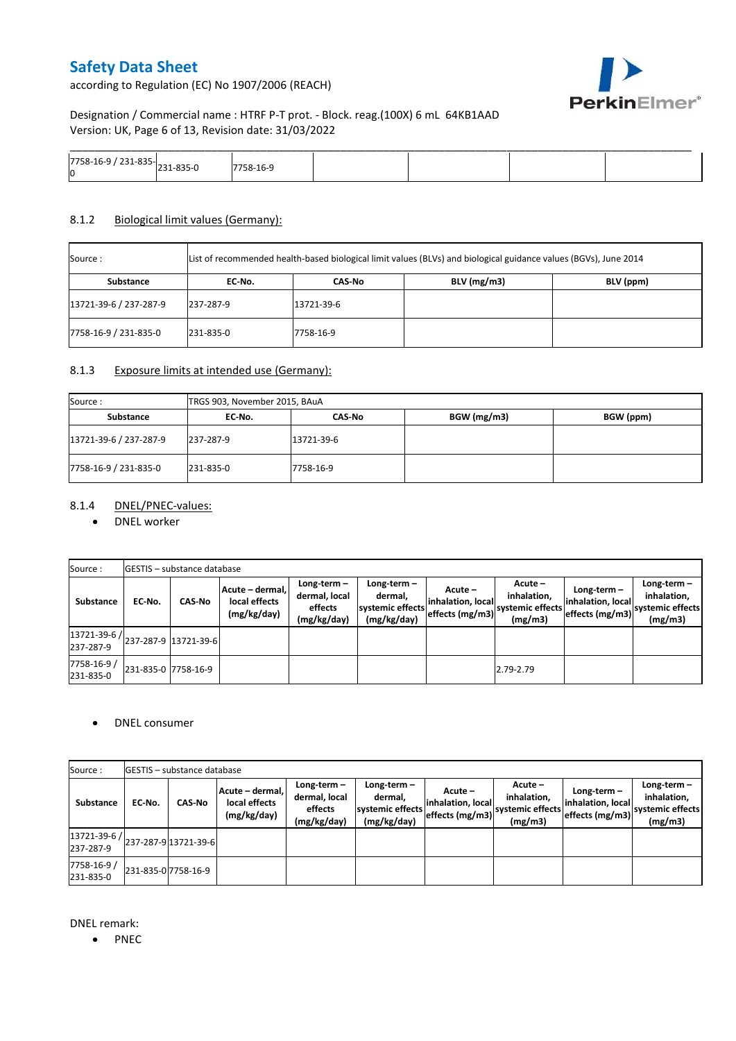| 7758-16-9 / 231-835-0 | 231-835-0 | 7758-16-9 | | | | |
|---|---|---|---|---|---|---|

### 8.1.2 Biological limit values (Germany):

| Source : | List of recommended health-based biological limit values (BLVs) and biological guidance values (BGVs), June 2014 | | | |
|---|---|---|---|---|
| **Substance** | **EC-No.** | **CAS-No** | **BLV (mg/m3)** | **BLV (ppm)** |
| 13721-39-6 / 237-287-9 | 237-287-9 | 13721-39-6 | | |
| 7758-16-9 / 231-835-0 | 231-835-0 | 7758-16-9 | | |

### 8.1.3 Exposure limits at intended use (Germany):

| Source : | TRGS 903, November 2015, BAuA | | | |
|---|---|---|---|---|
| **Substance** | **EC-No.** | **CAS-No** | **BGW (mg/m3)** | **BGW (ppm)** |
| 13721-39-6 / 237-287-9 | 237-287-9 | 13721-39-6 | | |
| 7758-16-9 / 231-835-0 | 231-835-0 | 7758-16-9 | | |

### 8.1.4 DNEL/PNEC-values:

- DNEL worker

| Source : | GESTIS – substance database | | | | | | | | | |
|---|---|---|---|---|---|---|---|---|---|---|
| **Substance** | **EC-No.** | **CAS-No** | **Acute – dermal, local effects (mg/kg/day)** | **Long-term – dermal, local effects (mg/kg/day)** | **Long-term – dermal, systemic effects (mg/kg/day)** | **Acute – inhalation, local effects (mg/m3)** | **Acute – inhalation, systemic effects (mg/m3)** | **Long-term – inhalation, local effects (mg/m3)** | **Long-term – inhalation, systemic effects (mg/m3)** |
| 13721-39-6 / 237-287-9 | 237-287-9 | 13721-39-6 | | | | | | | |
| 7758-16-9 / 231-835-0 | 231-835-0 | 7758-16-9 | | | | | 2.79-2.79 | | |

- DNEL consumer

| Source : | GESTIS – substance database | | | | | | | | |
|---|---|---|---|---|---|---|---|---|---|
| **Substance** | **EC-No.** | **CAS-No** | **Acute – dermal, local effects (mg/kg/day)** | **Long-term – dermal, local effects (mg/kg/day)** | **Long-term – dermal, systemic effects (mg/kg/day)** | **Acute – inhalation, local effects (mg/m3)** | **Acute – inhalation, systemic effects (mg/m3)** | **Long-term – inhalation, local effects (mg/m3)** | **Long-term – inhalation, systemic effects (mg/m3)** |
| 13721-39-6 / 237-287-9 | 237-287-9 | 13721-39-6 | | | | | | | |
| 7758-16-9 / 231-835-0 | 231-835-0 | 7758-16-9 | | | | | | | |

DNEL remark:

- PNEC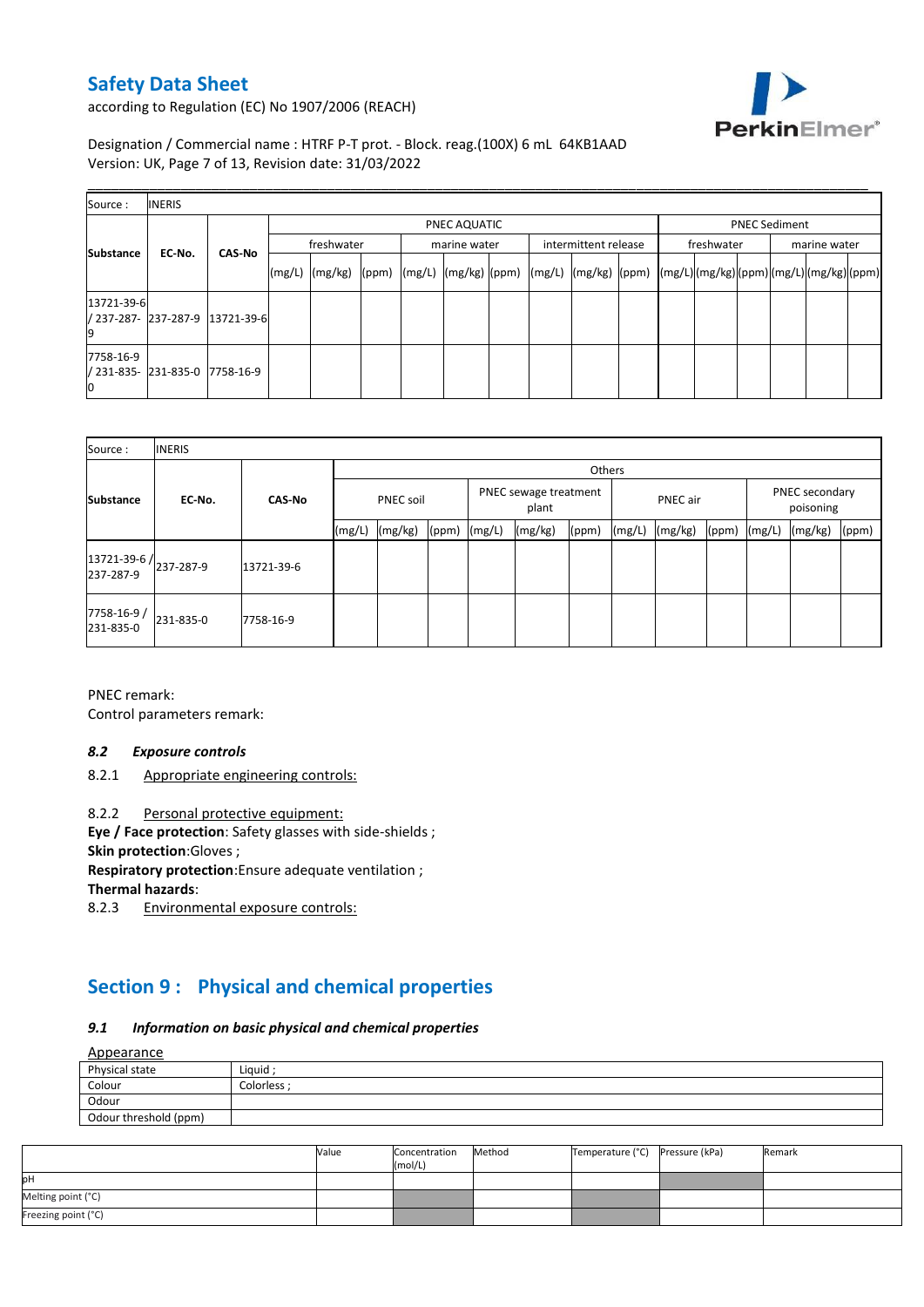| Source : | INERIS | | | | | | | | | | | | | | | | | |
|---|---|---|---|---|---|---|---|---|---|---|---|---|---|---|---|---|---|---|
| Substance | EC-No. | CAS-No | PNEC AQUATIC | | | | | | | | | PNEC Sediment | | | | | |
| | | | freshwater | | | marine water | | | intermittent release | | | freshwater | | | marine water | | |
| | | | (mg/L) | (mg/kg) | (ppm) | (mg/L) | (mg/kg) | (ppm) | (mg/L) | (mg/kg) | (ppm) | (mg/L) | (mg/kg) | (ppm) | (mg/L) | (mg/kg) | (ppm) |
| 13721-39-6 / 237-287-9 | 237-287-9 | 13721-39-6 | | | | | | | | | | | | | | | |
| 7758-16-9 / 231-835-0 | 231-835-0 | 7758-16-9 | | | | | | | | | | | | | | | |

| Source : | INERIS | | | | | | | | | | | | | |
|---|---|---|---|---|---|---|---|---|---|---|---|---|---|---|
| Substance | EC-No. | CAS-No | Others | | | | | | | | | | | |
| | | | PNEC soil | | | PNEC sewage treatment plant | | | PNEC air | | | PNEC secondary poisoning | | |
| | | | (mg/L) | (mg/kg) | (ppm) | (mg/L) | (mg/kg) | (ppm) | (mg/L) | (mg/kg) | (ppm) | (mg/L) | (mg/kg) | (ppm) |
| 13721-39-6 / 237-287-9 | 237-287-9 | 13721-39-6 | | | | | | | | | | | | |
| 7758-16-9 / 231-835-0 | 231-835-0 | 7758-16-9 | | | | | | | | | | | | |

PNEC remark:

Control parameters remark:

### *8.2 Exposure controls*

8.2.1 Appropriate engineering controls:

8.2.2 Personal protective equipment:

**Eye / Face protection**: Safety glasses with side-shields ;

**Skin protection**:Gloves ;

**Respiratory protection**:Ensure adequate ventilation ;

**Thermal hazards**:

8.2.3 Environmental exposure controls:

## Section 9 : Physical and chemical properties

### *9.1 Information on basic physical and chemical properties*

Appearance

| Physical state | Liquid ; |
|---|---|
| Colour | Colorless ; |
| Odour | |
| Odour threshold (ppm) | |

| | Value | Concentration (mol/L) | Method | Temperature (°C) | Pressure (kPa) | Remark |
|---|---|---|---|---|---|---|
| pH | | | | | | |
| Melting point (°C) | | | | | | |
| Freezing point (°C) | | | | | | |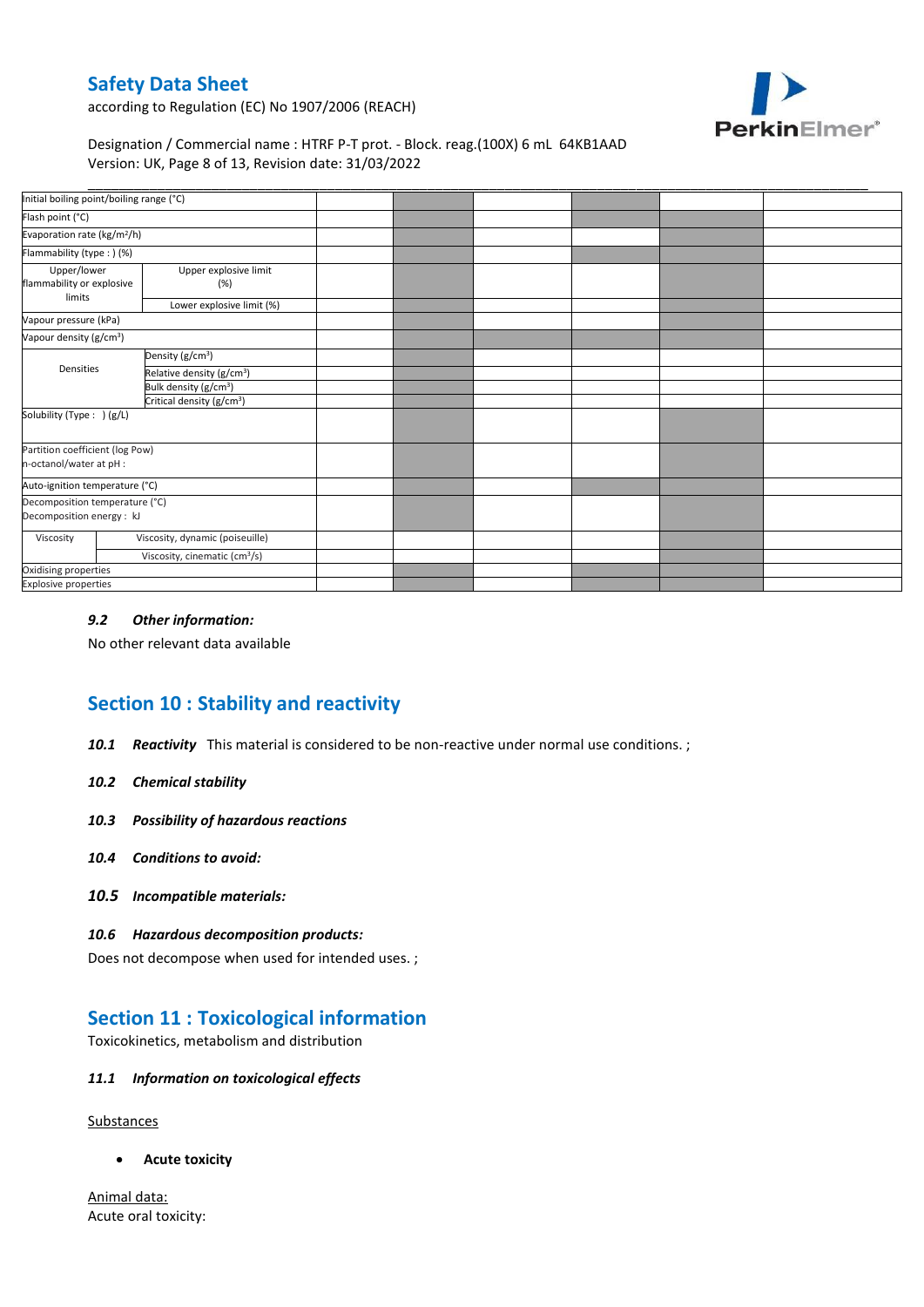| | | | | | | | |
|---|---|---|---|---|---|---|---|
| Initial boiling point/boiling range (°C) | | | | | | | |
| Flash point (°C) | | | | | | | |
| Evaporation rate (kg/m²/h) | | | | | | | |
| Flammability (type : ) (%) | | | | | | | |
| Upper/lower flammability or explosive limits | Upper explosive limit (%) | | | | | | |
| | Lower explosive limit (%) | | | | | | |
| Vapour pressure (kPa) | | | | | | | |
| Vapour density (g/cm³) | | | | | | | |
| Densities | Density (g/cm³) | | | | | | |
| | Relative density (g/cm³) | | | | | | |
| | Bulk density (g/cm³) | | | | | | |
| | Critical density (g/cm³) | | | | | | |
| Solubility (Type : ) (g/L) | | | | | | | |
| Partition coefficient (log Pow) n-octanol/water at pH : | | | | | | | |
| Auto-ignition temperature (°C) | | | | | | | |
| Decomposition temperature (°C) Decomposition energy : kJ | | | | | | | |
| Viscosity | Viscosity, dynamic (poiseuille) | | | | | | |
| | Viscosity, cinematic (cm³/s) | | | | | | |
| Oxidising properties | | | | | | | |
| Explosive properties | | | | | | | |

### *9.2 Other information:*

No other relevant data available

## Section 10 : Stability and reactivity

***10.1 Reactivity*** This material is considered to be non-reactive under normal use conditions. ;

***10.2 Chemical stability***

***10.3 Possibility of hazardous reactions***

***10.4 Conditions to avoid:***

***10.5 Incompatible materials:***

***10.6 Hazardous decomposition products:***

Does not decompose when used for intended uses. ;

## Section 11 : Toxicological information

Toxicokinetics, metabolism and distribution

***11.1 Information on toxicological effects***

Substances

- **Acute toxicity**

Animal data:

Acute oral toxicity: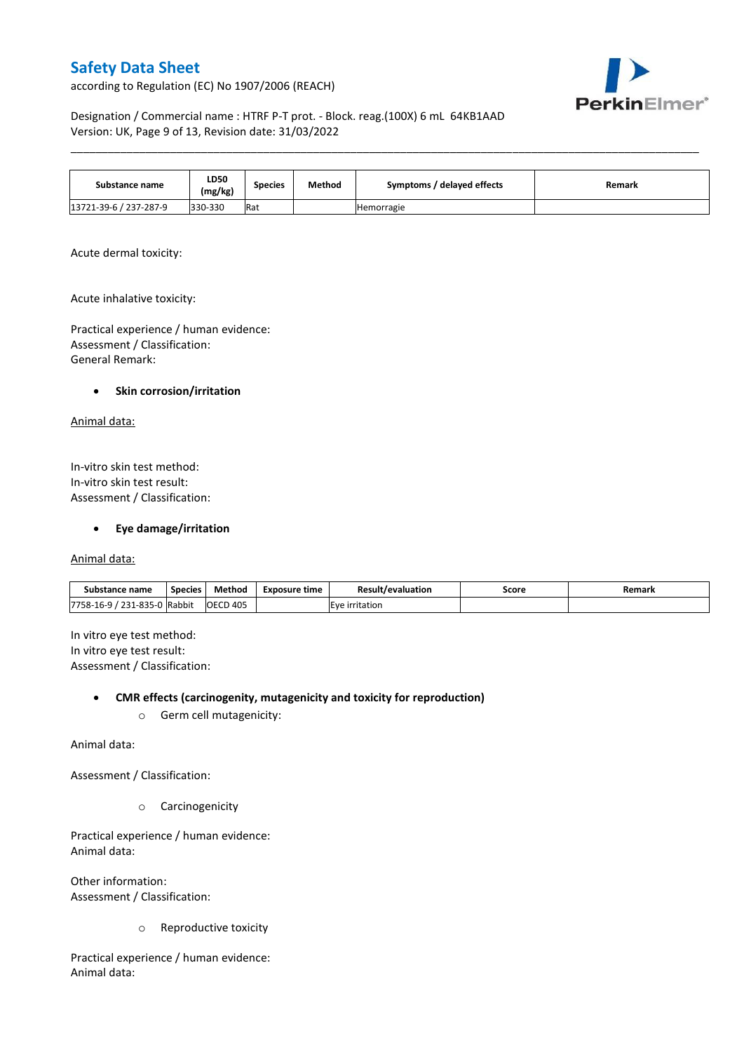| Substance name | LD50 (mg/kg) | Species | Method | Symptoms / delayed effects | Remark |
|---|---|---|---|---|---|
| 13721-39-6 / 237-287-9 | 330-330 | Rat | | Hemorragie | |

Acute dermal toxicity:

Acute inhalative toxicity:

Practical experience / human evidence:
Assessment / Classification:
General Remark:

- **Skin corrosion/irritation**

Animal data:

In-vitro skin test method:
In-vitro skin test result:
Assessment / Classification:

- **Eye damage/irritation**

Animal data:

| Substance name | Species | Method | Exposure time | Result/evaluation | Score | Remark |
|---|---|---|---|---|---|---|
| 7758-16-9 / 231-835-0 | Rabbit | OECD 405 | | Eye irritation | | |

In vitro eye test method:
In vitro eye test result:
Assessment / Classification:

- **CMR effects (carcinogenity, mutagenicity and toxicity for reproduction)**
  - Germ cell mutagenicity:

Animal data:

Assessment / Classification:

  - Carcinogenicity

Practical experience / human evidence:
Animal data:

Other information:
Assessment / Classification:

  - Reproductive toxicity

Practical experience / human evidence:
Animal data: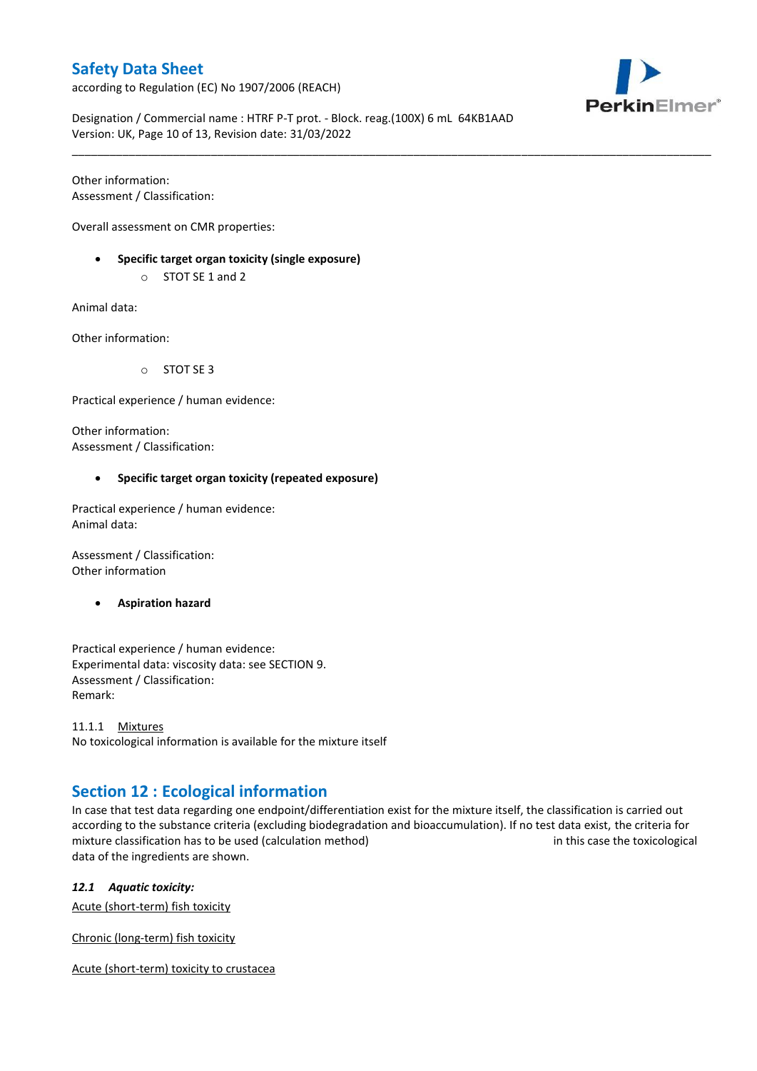Other information:
Assessment / Classification:

Overall assessment on CMR properties:

- **Specific target organ toxicity (single exposure)**
  - STOT SE 1 and 2

Animal data:

Other information:

  - STOT SE 3

Practical experience / human evidence:

Other information:
Assessment / Classification:

- **Specific target organ toxicity (repeated exposure)**

Practical experience / human evidence:
Animal data:

Assessment / Classification:
Other information

- **Aspiration hazard**

Practical experience / human evidence:
Experimental data: viscosity data: see SECTION 9.
Assessment / Classification:
Remark:

11.1.1 Mixtures
No toxicological information is available for the mixture itself

## Section 12 : Ecological information

In case that test data regarding one endpoint/differentiation exist for the mixture itself, the classification is carried out according to the substance criteria (excluding biodegradation and bioaccumulation). If no test data exist, the criteria for mixture classification has to be used (calculation method) in this case the toxicological data of the ingredients are shown.

***12.1 Aquatic toxicity:***

Acute (short-term) fish toxicity

Chronic (long-term) fish toxicity

Acute (short-term) toxicity to crustacea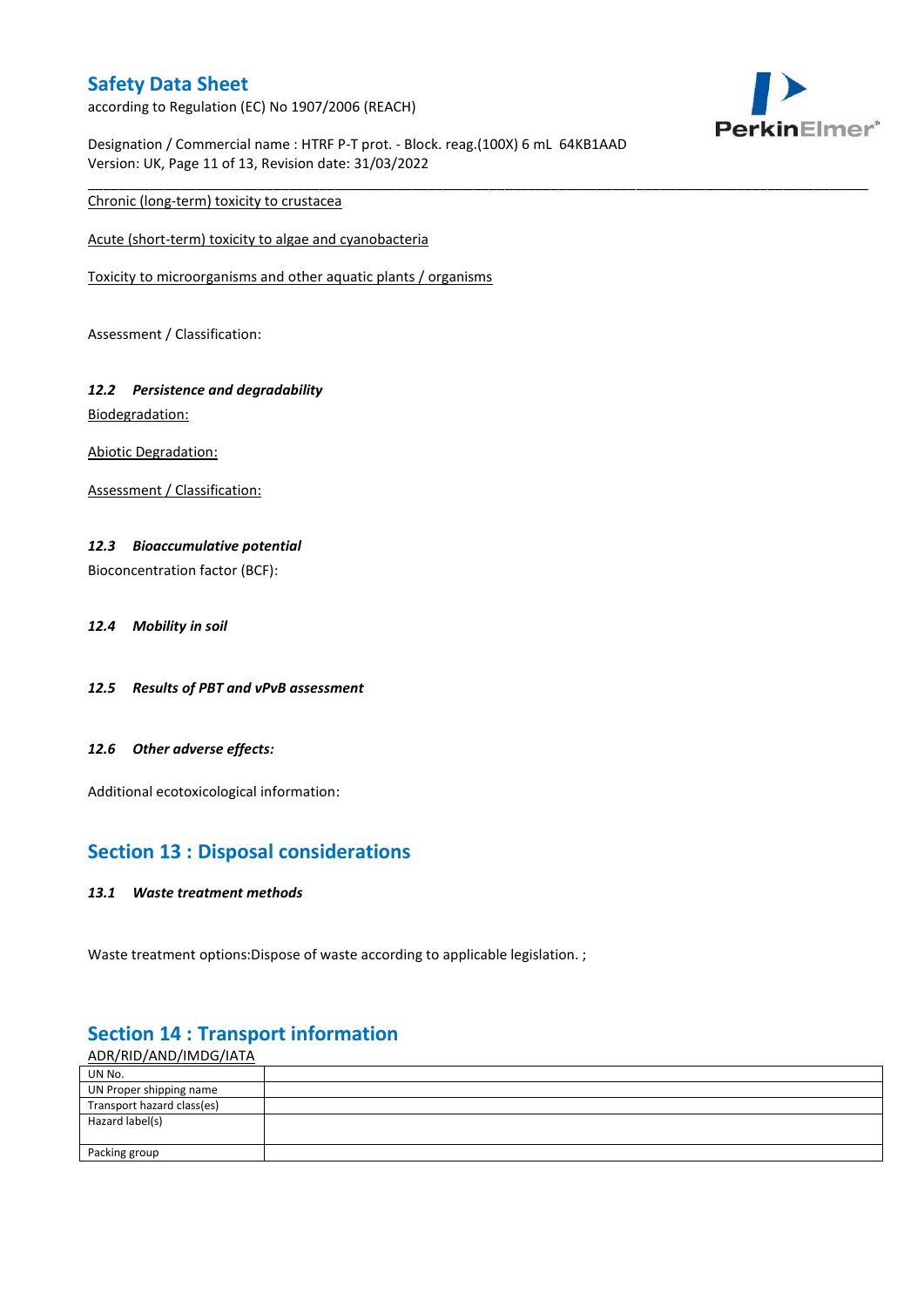Chronic (long-term) toxicity to crustacea

Acute (short-term) toxicity to algae and cyanobacteria

Toxicity to microorganisms and other aquatic plants / organisms

Assessment / Classification:

### *12.2 Persistence and degradability*

Biodegradation:

Abiotic Degradation:

Assessment / Classification:

### *12.3 Bioaccumulative potential*

Bioconcentration factor (BCF):

### *12.4 Mobility in soil*

### *12.5 Results of PBT and vPvB assessment*

### *12.6 Other adverse effects:*

Additional ecotoxicological information:

## Section 13 : Disposal considerations

### *13.1 Waste treatment methods*

Waste treatment options:Dispose of waste according to applicable legislation. ;

## Section 14 : Transport information

ADR/RID/AND/IMDG/IATA

| UN No. | |
|---|---|
| UN Proper shipping name | |
| Transport hazard class(es) | |
| Hazard label(s) | |
| Packing group | |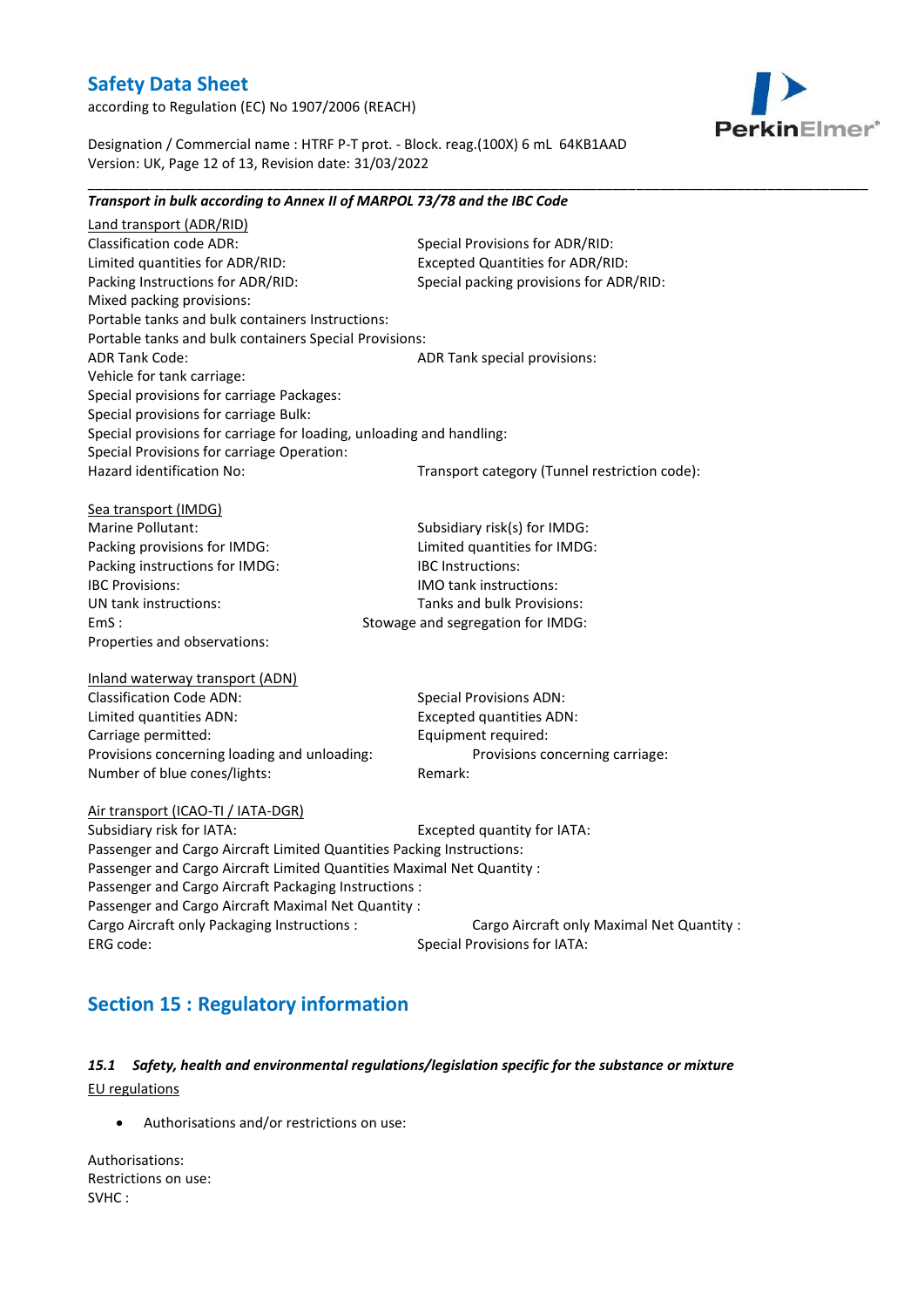***Transport in bulk according to Annex II of MARPOL 73/78 and the IBC Code***

Land transport (ADR/RID)

Classification code ADR: Special Provisions for ADR/RID:
Limited quantities for ADR/RID: Excepted Quantities for ADR/RID:
Packing Instructions for ADR/RID: Special packing provisions for ADR/RID:
Mixed packing provisions:
Portable tanks and bulk containers Instructions:
Portable tanks and bulk containers Special Provisions:
ADR Tank Code: ADR Tank special provisions:
Vehicle for tank carriage:
Special provisions for carriage Packages:
Special provisions for carriage Bulk:
Special provisions for carriage for loading, unloading and handling:
Special Provisions for carriage Operation:
Hazard identification No: Transport category (Tunnel restriction code):

Sea transport (IMDG)

Marine Pollutant: Subsidiary risk(s) for IMDG:
Packing provisions for IMDG: Limited quantities for IMDG:
Packing instructions for IMDG: IBC Instructions:
IBC Provisions: IMO tank instructions:
UN tank instructions: Tanks and bulk Provisions:
EmS : Stowage and segregation for IMDG:
Properties and observations:

Inland waterway transport (ADN)

Classification Code ADN: Special Provisions ADN:
Limited quantities ADN: Excepted quantities ADN:
Carriage permitted: Equipment required:
Provisions concerning loading and unloading: Provisions concerning carriage:
Number of blue cones/lights: Remark:

Air transport (ICAO-TI / IATA-DGR)

Subsidiary risk for IATA: Excepted quantity for IATA:
Passenger and Cargo Aircraft Limited Quantities Packing Instructions:
Passenger and Cargo Aircraft Limited Quantities Maximal Net Quantity :
Passenger and Cargo Aircraft Packaging Instructions :
Passenger and Cargo Aircraft Maximal Net Quantity :
Cargo Aircraft only Packaging Instructions : Cargo Aircraft only Maximal Net Quantity :
ERG code: Special Provisions for IATA:

## Section 15 : Regulatory information

### *15.1 Safety, health and environmental regulations/legislation specific for the substance or mixture*

EU regulations

- Authorisations and/or restrictions on use:

Authorisations:
Restrictions on use:
SVHC :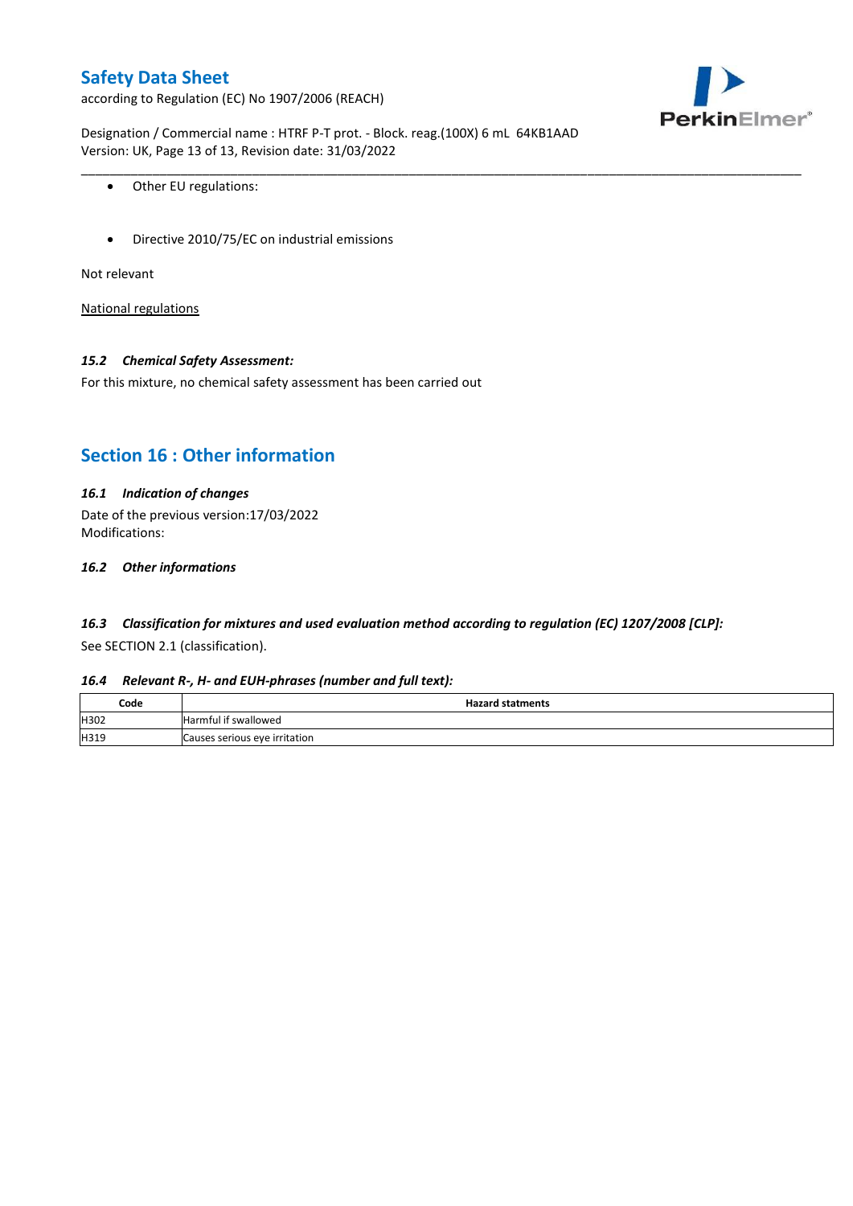- Other EU regulations:

- Directive 2010/75/EC on industrial emissions

Not relevant

National regulations

### *15.2 Chemical Safety Assessment:*

For this mixture, no chemical safety assessment has been carried out

## Section 16 : Other information

### *16.1 Indication of changes*

Date of the previous version:17/03/2022
Modifications:

### *16.2 Other informations*

### *16.3 Classification for mixtures and used evaluation method according to regulation (EC) 1207/2008 [CLP]:*

See SECTION 2.1 (classification).

### *16.4 Relevant R-, H- and EUH-phrases (number and full text):*

| Code | Hazard statments |
|---|---|
| H302 | Harmful if swallowed |
| H319 | Causes serious eye irritation |